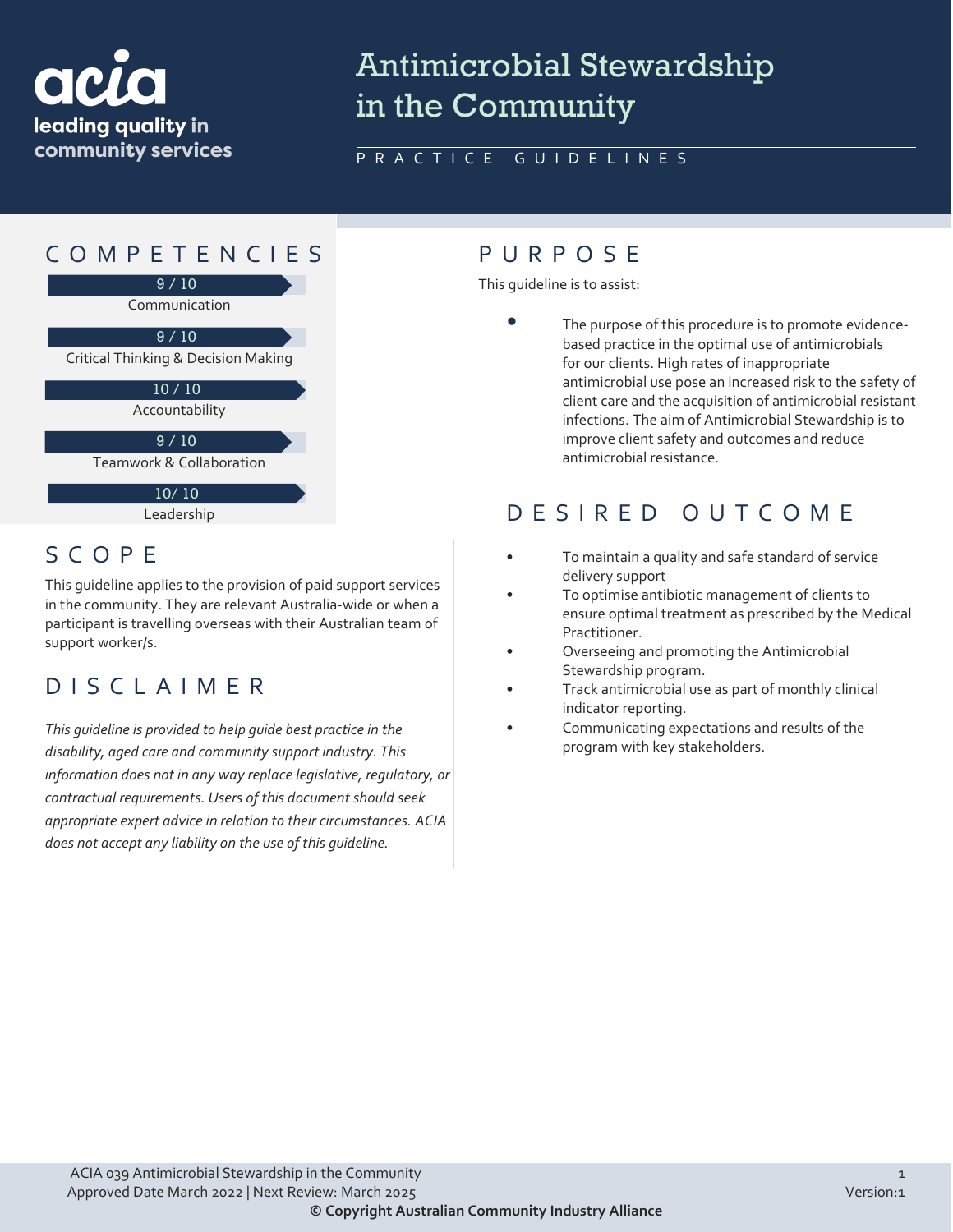acia
leading quality in community services

# Antimicrobial Stewardship in the Community

PRACTICE GUIDELINES

## COMPETENCIES

9 / 10
Communication

9 / 10
Critical Thinking & Decision Making

10 / 10
Accountability

9 / 10
Teamwork & Collaboration

10/ 10
Leadership

## SCOPE

This guideline applies to the provision of paid support services in the community. They are relevant Australia-wide or when a participant is travelling overseas with their Australian team of support worker/s.

## DISCLAIMER

*This guideline is provided to help guide best practice in the disability, aged care and community support industry. This information does not in any way replace legislative, regulatory, or contractual requirements. Users of this document should seek appropriate expert advice in relation to their circumstances. ACIA does not accept any liability on the use of this guideline.*

## PURPOSE

This guideline is to assist:

- The purpose of this procedure is to promote evidence-based practice in the optimal use of antimicrobials for our clients. High rates of inappropriate antimicrobial use pose an increased risk to the safety of client care and the acquisition of antimicrobial resistant infections. The aim of Antimicrobial Stewardship is to improve client safety and outcomes and reduce antimicrobial resistance.

## DESIRED OUTCOME

- To maintain a quality and safe standard of service delivery support
- To optimise antibiotic management of clients to ensure optimal treatment as prescribed by the Medical Practitioner.
- Overseeing and promoting the Antimicrobial Stewardship program.
- Track antimicrobial use as part of monthly clinical indicator reporting.
- Communicating expectations and results of the program with key stakeholders.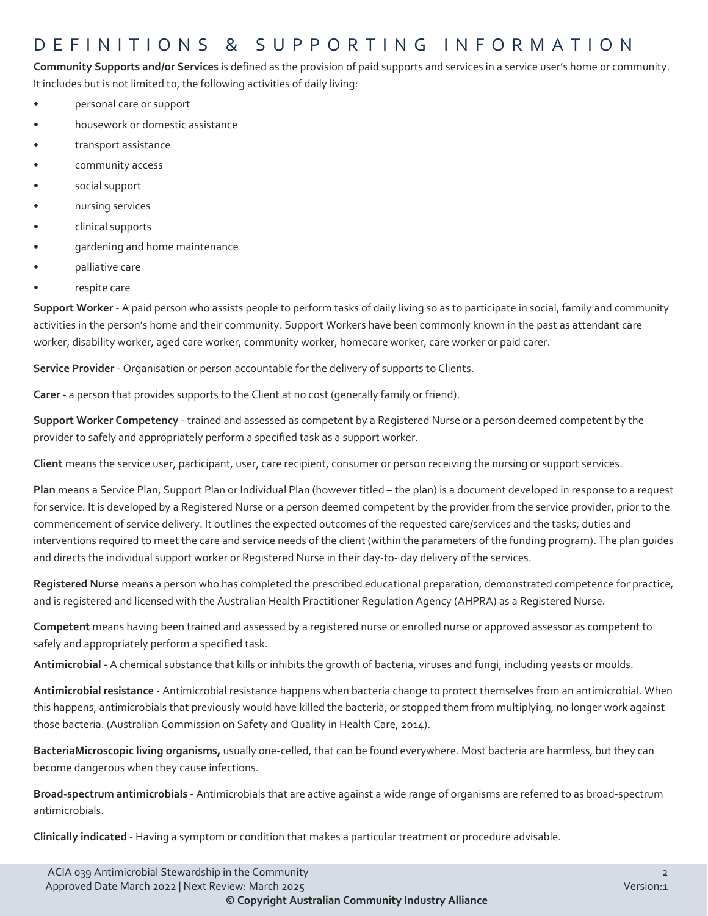# DEFINITIONS & SUPPORTING INFORMATION

**Community Supports and/or Services** is defined as the provision of paid supports and services in a service user's home or community. It includes but is not limited to, the following activities of daily living:

- personal care or support
- housework or domestic assistance
- transport assistance
- community access
- social support
- nursing services
- clinical supports
- gardening and home maintenance
- palliative care
- respite care

**Support Worker** - A paid person who assists people to perform tasks of daily living so as to participate in social, family and community activities in the person's home and their community. Support Workers have been commonly known in the past as attendant care worker, disability worker, aged care worker, community worker, homecare worker, care worker or paid carer.

**Service Provider** - Organisation or person accountable for the delivery of supports to Clients.

**Carer** - a person that provides supports to the Client at no cost (generally family or friend).

**Support Worker Competency** - trained and assessed as competent by a Registered Nurse or a person deemed competent by the provider to safely and appropriately perform a specified task as a support worker.

**Client** means the service user, participant, user, care recipient, consumer or person receiving the nursing or support services.

**Plan** means a Service Plan, Support Plan or Individual Plan (however titled – the plan) is a document developed in response to a request for service. It is developed by a Registered Nurse or a person deemed competent by the provider from the service provider, prior to the commencement of service delivery. It outlines the expected outcomes of the requested care/services and the tasks, duties and interventions required to meet the care and service needs of the client (within the parameters of the funding program). The plan guides and directs the individual support worker or Registered Nurse in their day-to- day delivery of the services.

**Registered Nurse** means a person who has completed the prescribed educational preparation, demonstrated competence for practice, and is registered and licensed with the Australian Health Practitioner Regulation Agency (AHPRA) as a Registered Nurse.

**Competent** means having been trained and assessed by a registered nurse or enrolled nurse or approved assessor as competent to safely and appropriately perform a specified task.

**Antimicrobial** - A chemical substance that kills or inhibits the growth of bacteria, viruses and fungi, including yeasts or moulds.

**Antimicrobial resistance** - Antimicrobial resistance happens when bacteria change to protect themselves from an antimicrobial. When this happens, antimicrobials that previously would have killed the bacteria, or stopped them from multiplying, no longer work against those bacteria. (Australian Commission on Safety and Quality in Health Care, 2014).

**BacteriaMicroscopic living organisms,** usually one-celled, that can be found everywhere. Most bacteria are harmless, but they can become dangerous when they cause infections.

**Broad-spectrum antimicrobials** - Antimicrobials that are active against a wide range of organisms are referred to as broad-spectrum antimicrobials.

**Clinically indicated** - Having a symptom or condition that makes a particular treatment or procedure advisable.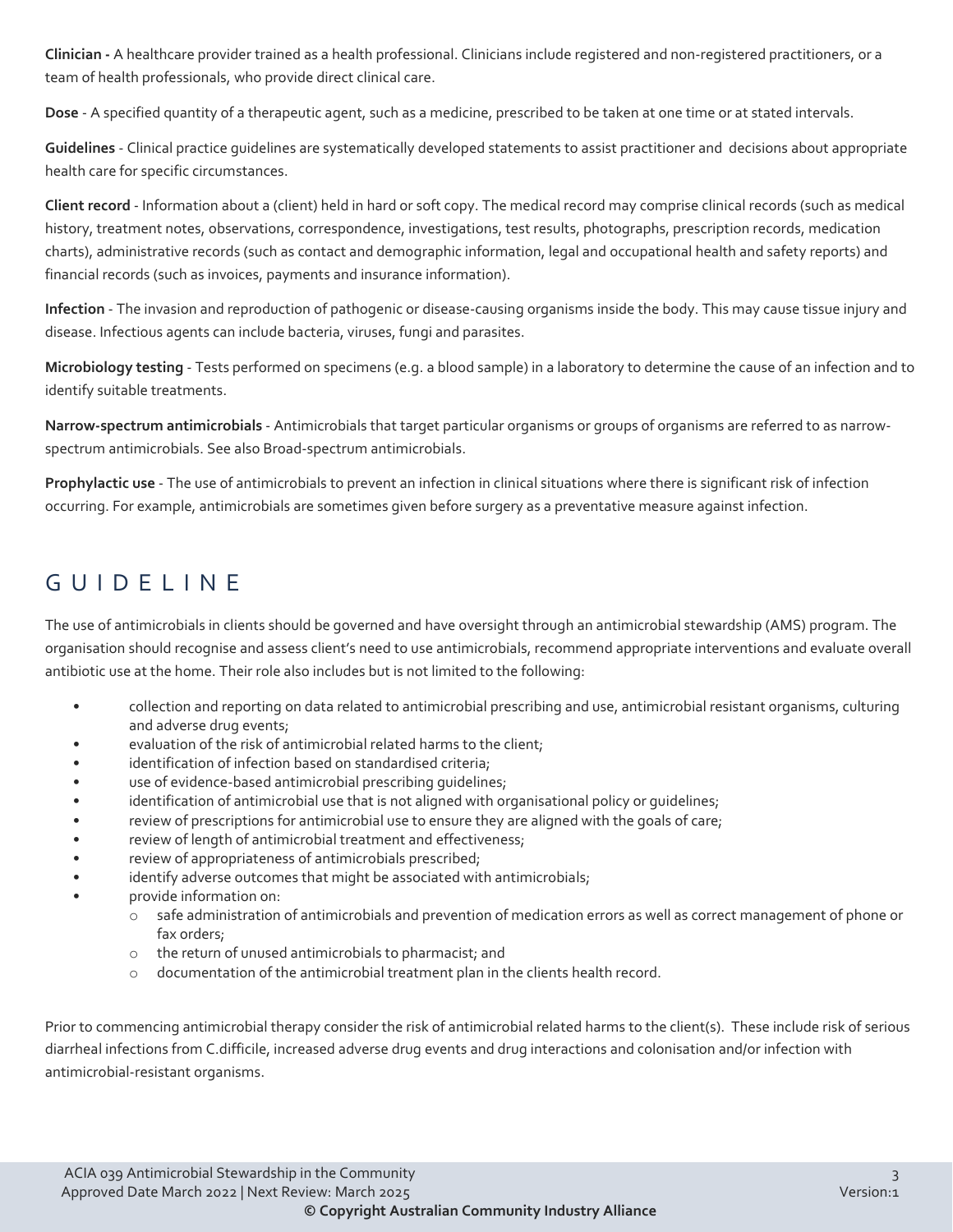**Clinician -** A healthcare provider trained as a health professional. Clinicians include registered and non-registered practitioners, or a team of health professionals, who provide direct clinical care.

**Dose** - A specified quantity of a therapeutic agent, such as a medicine, prescribed to be taken at one time or at stated intervals.

**Guidelines** - Clinical practice guidelines are systematically developed statements to assist practitioner and decisions about appropriate health care for specific circumstances.

**Client record** - Information about a (client) held in hard or soft copy. The medical record may comprise clinical records (such as medical history, treatment notes, observations, correspondence, investigations, test results, photographs, prescription records, medication charts), administrative records (such as contact and demographic information, legal and occupational health and safety reports) and financial records (such as invoices, payments and insurance information).

**Infection** - The invasion and reproduction of pathogenic or disease-causing organisms inside the body. This may cause tissue injury and disease. Infectious agents can include bacteria, viruses, fungi and parasites.

**Microbiology testing** - Tests performed on specimens (e.g. a blood sample) in a laboratory to determine the cause of an infection and to identify suitable treatments.

**Narrow-spectrum antimicrobials** - Antimicrobials that target particular organisms or groups of organisms are referred to as narrow-spectrum antimicrobials. See also Broad-spectrum antimicrobials.

**Prophylactic use** - The use of antimicrobials to prevent an infection in clinical situations where there is significant risk of infection occurring. For example, antimicrobials are sometimes given before surgery as a preventative measure against infection.

## GUIDELINE

The use of antimicrobials in clients should be governed and have oversight through an antimicrobial stewardship (AMS) program. The organisation should recognise and assess client's need to use antimicrobials, recommend appropriate interventions and evaluate overall antibiotic use at the home. Their role also includes but is not limited to the following:

- collection and reporting on data related to antimicrobial prescribing and use, antimicrobial resistant organisms, culturing and adverse drug events;
- evaluation of the risk of antimicrobial related harms to the client;
- identification of infection based on standardised criteria;
- use of evidence-based antimicrobial prescribing guidelines;
- identification of antimicrobial use that is not aligned with organisational policy or guidelines;
- review of prescriptions for antimicrobial use to ensure they are aligned with the goals of care;
- review of length of antimicrobial treatment and effectiveness;
- review of appropriateness of antimicrobials prescribed;
- identify adverse outcomes that might be associated with antimicrobials;
- provide information on:
  - safe administration of antimicrobials and prevention of medication errors as well as correct management of phone or fax orders;
  - the return of unused antimicrobials to pharmacist; and
  - documentation of the antimicrobial treatment plan in the clients health record.

Prior to commencing antimicrobial therapy consider the risk of antimicrobial related harms to the client(s). These include risk of serious diarrheal infections from C.difficile, increased adverse drug events and drug interactions and colonisation and/or infection with antimicrobial-resistant organisms.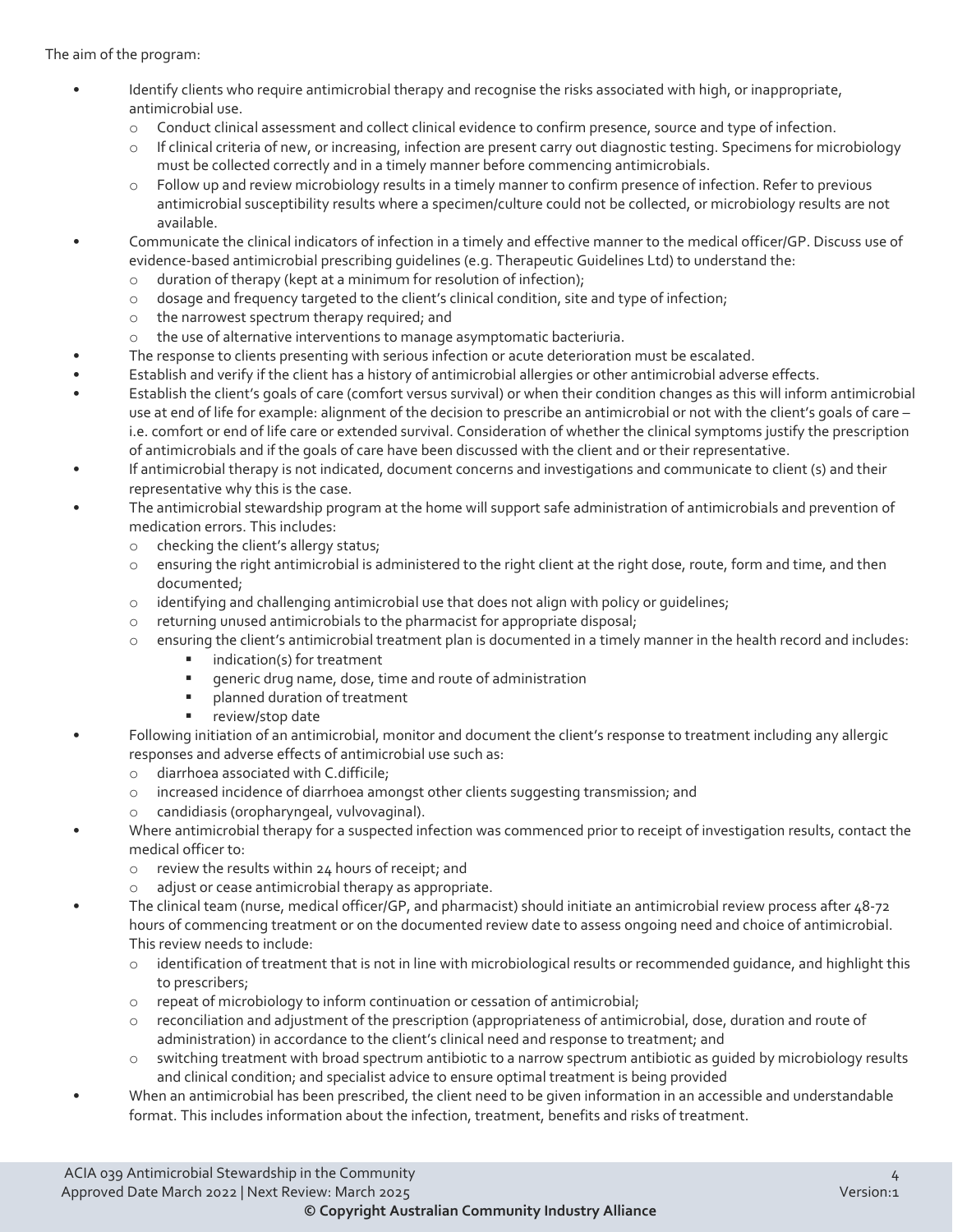The aim of the program:

- Identify clients who require antimicrobial therapy and recognise the risks associated with high, or inappropriate, antimicrobial use.
  - Conduct clinical assessment and collect clinical evidence to confirm presence, source and type of infection.
  - If clinical criteria of new, or increasing, infection are present carry out diagnostic testing. Specimens for microbiology must be collected correctly and in a timely manner before commencing antimicrobials.
  - Follow up and review microbiology results in a timely manner to confirm presence of infection. Refer to previous antimicrobial susceptibility results where a specimen/culture could not be collected, or microbiology results are not available.
- Communicate the clinical indicators of infection in a timely and effective manner to the medical officer/GP. Discuss use of evidence-based antimicrobial prescribing guidelines (e.g. Therapeutic Guidelines Ltd) to understand the:
  - duration of therapy (kept at a minimum for resolution of infection);
  - dosage and frequency targeted to the client's clinical condition, site and type of infection;
  - the narrowest spectrum therapy required; and
  - the use of alternative interventions to manage asymptomatic bacteriuria.
- The response to clients presenting with serious infection or acute deterioration must be escalated.
- Establish and verify if the client has a history of antimicrobial allergies or other antimicrobial adverse effects.
- Establish the client's goals of care (comfort versus survival) or when their condition changes as this will inform antimicrobial use at end of life for example: alignment of the decision to prescribe an antimicrobial or not with the client's goals of care – i.e. comfort or end of life care or extended survival. Consideration of whether the clinical symptoms justify the prescription of antimicrobials and if the goals of care have been discussed with the client and or their representative.
- If antimicrobial therapy is not indicated, document concerns and investigations and communicate to client (s) and their representative why this is the case.
- The antimicrobial stewardship program at the home will support safe administration of antimicrobials and prevention of medication errors. This includes:
  - checking the client's allergy status;
  - ensuring the right antimicrobial is administered to the right client at the right dose, route, form and time, and then documented;
  - identifying and challenging antimicrobial use that does not align with policy or guidelines;
  - returning unused antimicrobials to the pharmacist for appropriate disposal;
  - ensuring the client's antimicrobial treatment plan is documented in a timely manner in the health record and includes:
    - indication(s) for treatment
    - generic drug name, dose, time and route of administration
    - planned duration of treatment
    - review/stop date
- Following initiation of an antimicrobial, monitor and document the client's response to treatment including any allergic responses and adverse effects of antimicrobial use such as:
  - diarrhoea associated with C.difficile;
  - increased incidence of diarrhoea amongst other clients suggesting transmission; and
  - candidiasis (oropharyngeal, vulvovaginal).
- Where antimicrobial therapy for a suspected infection was commenced prior to receipt of investigation results, contact the medical officer to:
  - review the results within 24 hours of receipt; and
  - adjust or cease antimicrobial therapy as appropriate.
- The clinical team (nurse, medical officer/GP, and pharmacist) should initiate an antimicrobial review process after 48-72 hours of commencing treatment or on the documented review date to assess ongoing need and choice of antimicrobial. This review needs to include:
  - identification of treatment that is not in line with microbiological results or recommended guidance, and highlight this to prescribers;
  - repeat of microbiology to inform continuation or cessation of antimicrobial;
  - reconciliation and adjustment of the prescription (appropriateness of antimicrobial, dose, duration and route of administration) in accordance to the client's clinical need and response to treatment; and
  - switching treatment with broad spectrum antibiotic to a narrow spectrum antibiotic as guided by microbiology results and clinical condition; and specialist advice to ensure optimal treatment is being provided
- When an antimicrobial has been prescribed, the client need to be given information in an accessible and understandable format. This includes information about the infection, treatment, benefits and risks of treatment.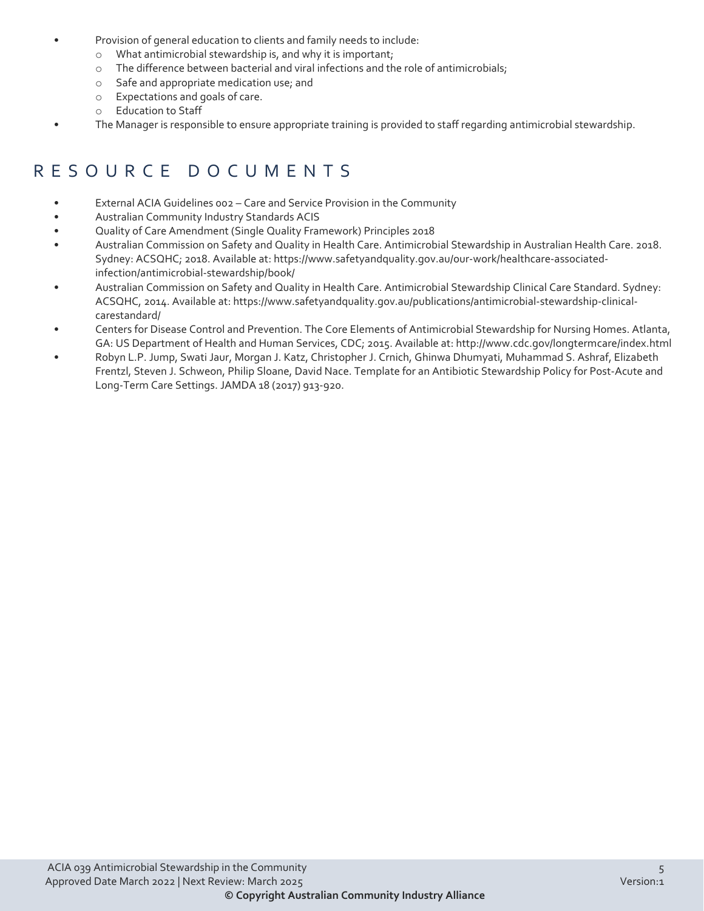- Provision of general education to clients and family needs to include:
  - What antimicrobial stewardship is, and why it is important;
  - The difference between bacterial and viral infections and the role of antimicrobials;
  - Safe and appropriate medication use; and
  - Expectations and goals of care.
  - Education to Staff
- The Manager is responsible to ensure appropriate training is provided to staff regarding antimicrobial stewardship.

## RESOURCE DOCUMENTS

- External ACIA Guidelines 002 – Care and Service Provision in the Community
- Australian Community Industry Standards ACIS
- Quality of Care Amendment (Single Quality Framework) Principles 2018
- Australian Commission on Safety and Quality in Health Care. Antimicrobial Stewardship in Australian Health Care. 2018. Sydney: ACSQHC; 2018. Available at: https://www.safetyandquality.gov.au/our-work/healthcare-associated-infection/antimicrobial-stewardship/book/
- Australian Commission on Safety and Quality in Health Care. Antimicrobial Stewardship Clinical Care Standard. Sydney: ACSQHC, 2014. Available at: https://www.safetyandquality.gov.au/publications/antimicrobial-stewardship-clinical-carestandard/
- Centers for Disease Control and Prevention. The Core Elements of Antimicrobial Stewardship for Nursing Homes. Atlanta, GA: US Department of Health and Human Services, CDC; 2015. Available at: http://www.cdc.gov/longtermcare/index.html
- Robyn L.P. Jump, Swati Jaur, Morgan J. Katz, Christopher J. Crnich, Ghinwa Dhumyati, Muhammad S. Ashraf, Elizabeth Frentzl, Steven J. Schweon, Philip Sloane, David Nace. Template for an Antibiotic Stewardship Policy for Post-Acute and Long-Term Care Settings. JAMDA 18 (2017) 913-920.